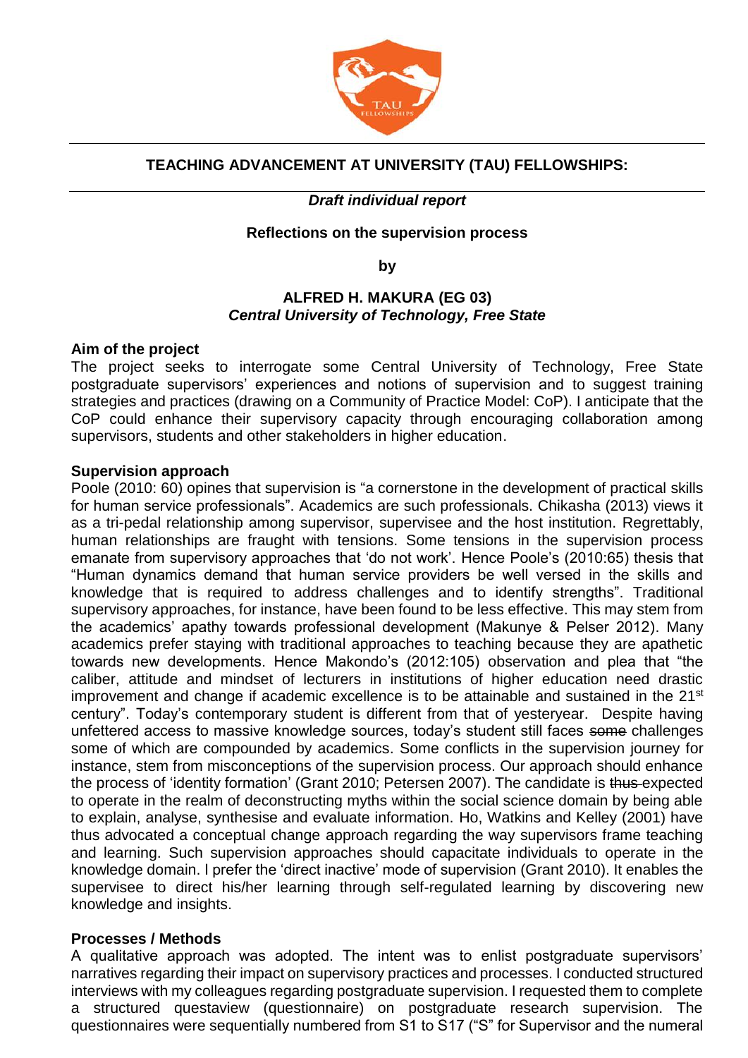# TEACHING ADVANCEMENT AT UNIVERSITY (TAU) FELLOWSHIPS:

***Draft individual report***

**Reflections on the supervision process**

**by**

**ALFRED H. MAKURA (EG 03)**
***Central University of Technology, Free State***

## Aim of the project

The project seeks to interrogate some Central University of Technology, Free State postgraduate supervisors' experiences and notions of supervision and to suggest training strategies and practices (drawing on a Community of Practice Model: CoP). I anticipate that the CoP could enhance their supervisory capacity through encouraging collaboration among supervisors, students and other stakeholders in higher education.

## Supervision approach

Poole (2010: 60) opines that supervision is "a cornerstone in the development of practical skills for human service professionals". Academics are such professionals. Chikasha (2013) views it as a tri-pedal relationship among supervisor, supervisee and the host institution. Regrettably, human relationships are fraught with tensions. Some tensions in the supervision process emanate from supervisory approaches that 'do not work'. Hence Poole's (2010:65) thesis that "Human dynamics demand that human service providers be well versed in the skills and knowledge that is required to address challenges and to identify strengths". Traditional supervisory approaches, for instance, have been found to be less effective. This may stem from the academics' apathy towards professional development (Makunye & Pelser 2012). Many academics prefer staying with traditional approaches to teaching because they are apathetic towards new developments. Hence Makondo's (2012:105) observation and plea that "the caliber, attitude and mindset of lecturers in institutions of higher education need drastic improvement and change if academic excellence is to be attainable and sustained in the 21st century". Today's contemporary student is different from that of yesteryear. Despite having unfettered access to massive knowledge sources, today's student still faces ~~some~~ challenges some of which are compounded by academics. Some conflicts in the supervision journey for instance, stem from misconceptions of the supervision process. Our approach should enhance the process of 'identity formation' (Grant 2010; Petersen 2007). The candidate is ~~thus~~ expected to operate in the realm of deconstructing myths within the social science domain by being able to explain, analyse, synthesise and evaluate information. Ho, Watkins and Kelley (2001) have thus advocated a conceptual change approach regarding the way supervisors frame teaching and learning. Such supervision approaches should capacitate individuals to operate in the knowledge domain. I prefer the 'direct inactive' mode of supervision (Grant 2010). It enables the supervisee to direct his/her learning through self-regulated learning by discovering new knowledge and insights.

## Processes / Methods

A qualitative approach was adopted. The intent was to enlist postgraduate supervisors' narratives regarding their impact on supervisory practices and processes. I conducted structured interviews with my colleagues regarding postgraduate supervision. I requested them to complete a structured questaview (questionnaire) on postgraduate research supervision. The questionnaires were sequentially numbered from S1 to S17 ("S" for Supervisor and the numeral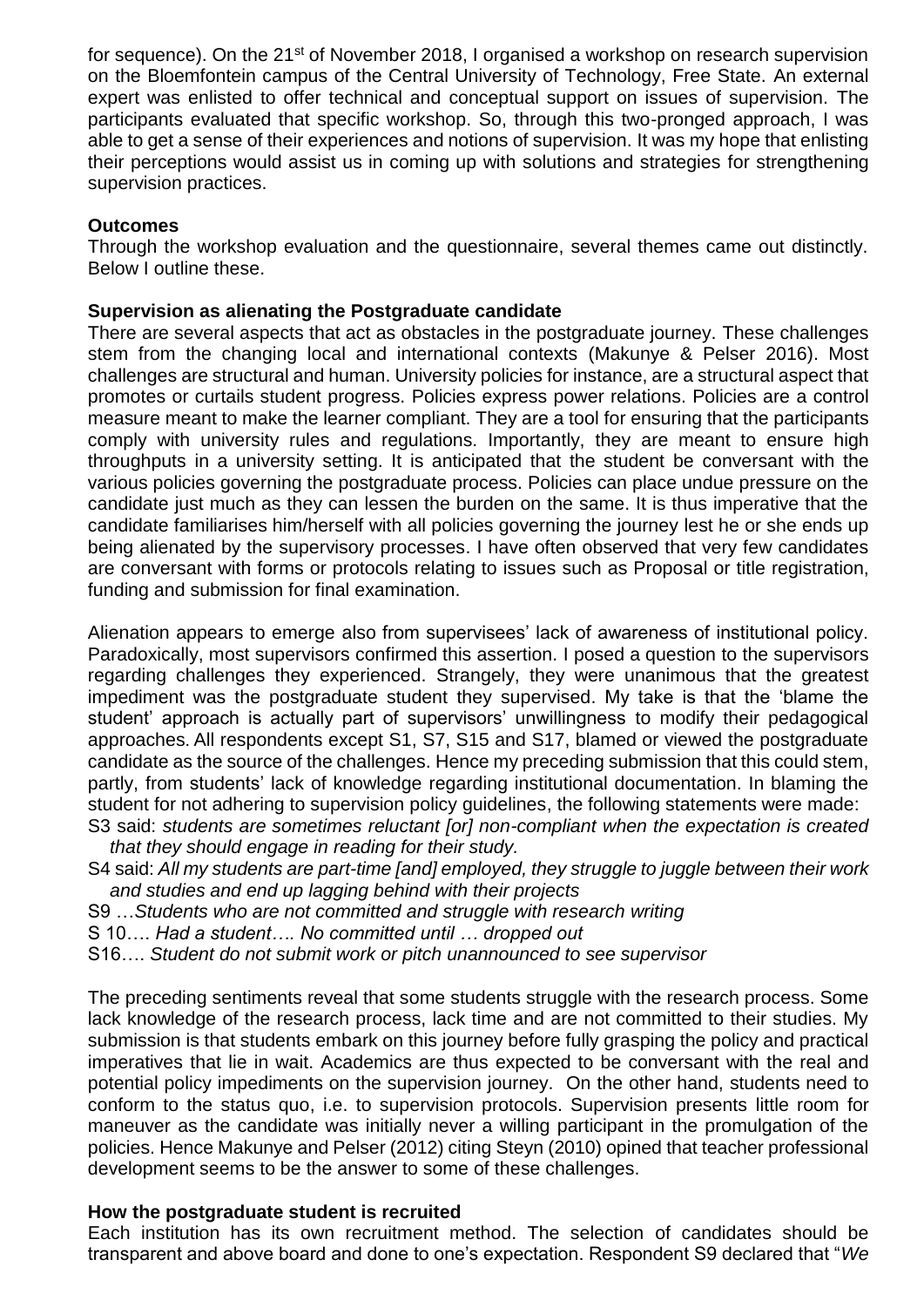for sequence). On the 21st of November 2018, I organised a workshop on research supervision on the Bloemfontein campus of the Central University of Technology, Free State. An external expert was enlisted to offer technical and conceptual support on issues of supervision. The participants evaluated that specific workshop. So, through this two-pronged approach, I was able to get a sense of their experiences and notions of supervision. It was my hope that enlisting their perceptions would assist us in coming up with solutions and strategies for strengthening supervision practices.

**Outcomes**

Through the workshop evaluation and the questionnaire, several themes came out distinctly. Below I outline these.

**Supervision as alienating the Postgraduate candidate**

There are several aspects that act as obstacles in the postgraduate journey. These challenges stem from the changing local and international contexts (Makunye & Pelser 2016). Most challenges are structural and human. University policies for instance, are a structural aspect that promotes or curtails student progress. Policies express power relations. Policies are a control measure meant to make the learner compliant. They are a tool for ensuring that the participants comply with university rules and regulations. Importantly, they are meant to ensure high throughputs in a university setting. It is anticipated that the student be conversant with the various policies governing the postgraduate process. Policies can place undue pressure on the candidate just much as they can lessen the burden on the same. It is thus imperative that the candidate familiarises him/herself with all policies governing the journey lest he or she ends up being alienated by the supervisory processes. I have often observed that very few candidates are conversant with forms or protocols relating to issues such as Proposal or title registration, funding and submission for final examination.

Alienation appears to emerge also from supervisees' lack of awareness of institutional policy. Paradoxically, most supervisors confirmed this assertion. I posed a question to the supervisors regarding challenges they experienced. Strangely, they were unanimous that the greatest impediment was the postgraduate student they supervised. My take is that the 'blame the student' approach is actually part of supervisors' unwillingness to modify their pedagogical approaches. All respondents except S1, S7, S15 and S17, blamed or viewed the postgraduate candidate as the source of the challenges. Hence my preceding submission that this could stem, partly, from students' lack of knowledge regarding institutional documentation. In blaming the student for not adhering to supervision policy guidelines, the following statements were made:

S3 said: *students are sometimes reluctant [or] non-compliant when the expectation is created that they should engage in reading for their study.*

S4 said: *All my students are part-time [and] employed, they struggle to juggle between their work and studies and end up lagging behind with their projects*

S9 …*Students who are not committed and struggle with research writing*

S 10…. *Had a student…. No committed until … dropped out*

S16…. *Student do not submit work or pitch unannounced to see supervisor*

The preceding sentiments reveal that some students struggle with the research process. Some lack knowledge of the research process, lack time and are not committed to their studies. My submission is that students embark on this journey before fully grasping the policy and practical imperatives that lie in wait. Academics are thus expected to be conversant with the real and potential policy impediments on the supervision journey. On the other hand, students need to conform to the status quo, i.e. to supervision protocols. Supervision presents little room for maneuver as the candidate was initially never a willing participant in the promulgation of the policies. Hence Makunye and Pelser (2012) citing Steyn (2010) opined that teacher professional development seems to be the answer to some of these challenges.

**How the postgraduate student is recruited**

Each institution has its own recruitment method. The selection of candidates should be transparent and above board and done to one's expectation. Respondent S9 declared that "*We*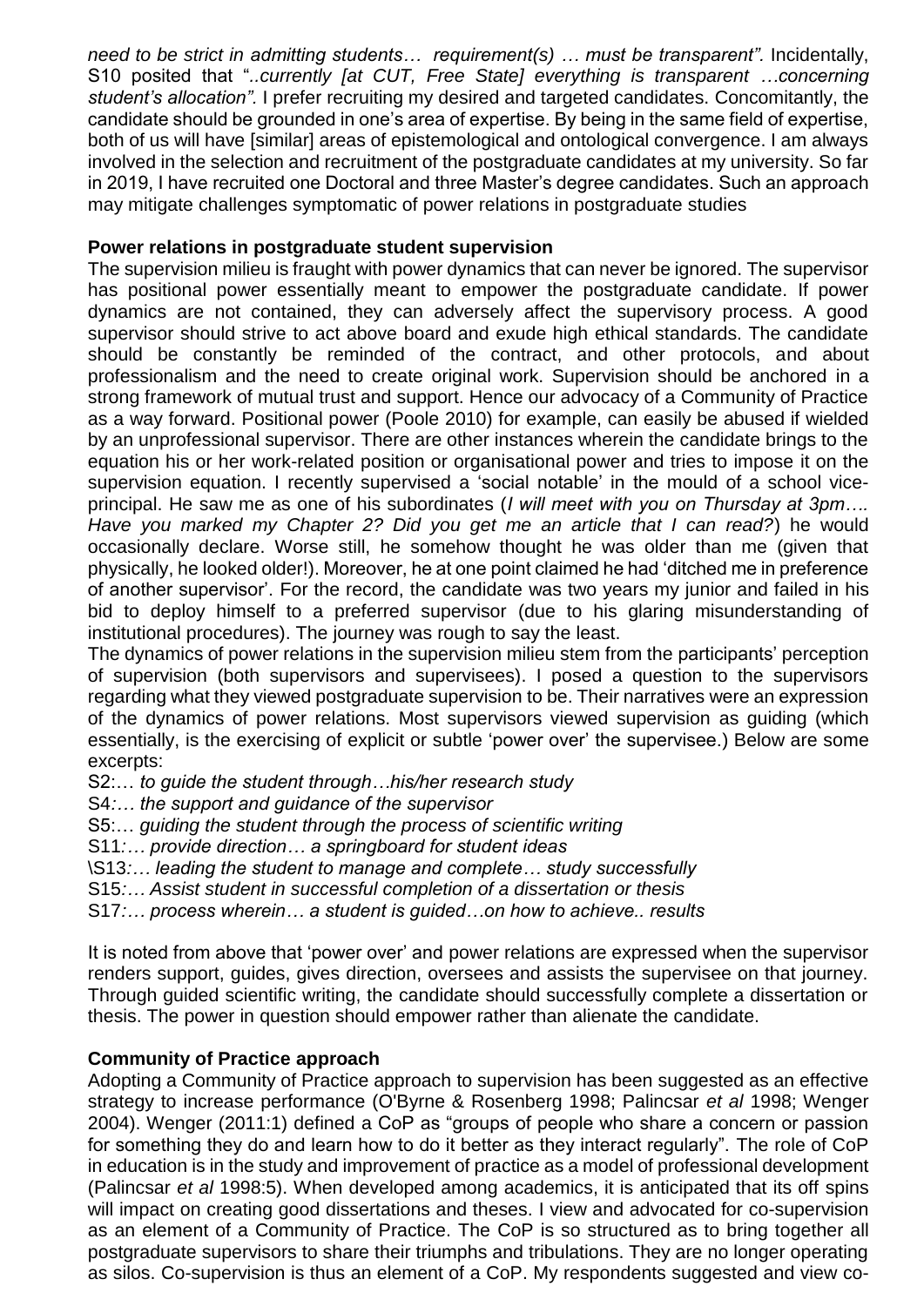*need to be strict in admitting students… requirement(s) … must be transparent"*. Incidentally, S10 posited that "*..currently [at CUT, Free State] everything is transparent …concerning student's allocation"*. I prefer recruiting my desired and targeted candidates. Concomitantly, the candidate should be grounded in one's area of expertise. By being in the same field of expertise, both of us will have [similar] areas of epistemological and ontological convergence. I am always involved in the selection and recruitment of the postgraduate candidates at my university. So far in 2019, I have recruited one Doctoral and three Master's degree candidates. Such an approach may mitigate challenges symptomatic of power relations in postgraduate studies

**Power relations in postgraduate student supervision**

The supervision milieu is fraught with power dynamics that can never be ignored. The supervisor has positional power essentially meant to empower the postgraduate candidate. If power dynamics are not contained, they can adversely affect the supervisory process. A good supervisor should strive to act above board and exude high ethical standards. The candidate should be constantly be reminded of the contract, and other protocols, and about professionalism and the need to create original work. Supervision should be anchored in a strong framework of mutual trust and support. Hence our advocacy of a Community of Practice as a way forward. Positional power (Poole 2010) for example, can easily be abused if wielded by an unprofessional supervisor. There are other instances wherein the candidate brings to the equation his or her work-related position or organisational power and tries to impose it on the supervision equation. I recently supervised a 'social notable' in the mould of a school vice-principal. He saw me as one of his subordinates (*I will meet with you on Thursday at 3pm…. Have you marked my Chapter 2? Did you get me an article that I can read?*) he would occasionally declare. Worse still, he somehow thought he was older than me (given that physically, he looked older!). Moreover, he at one point claimed he had 'ditched me in preference of another supervisor'. For the record, the candidate was two years my junior and failed in his bid to deploy himself to a preferred supervisor (due to his glaring misunderstanding of institutional procedures). The journey was rough to say the least.

The dynamics of power relations in the supervision milieu stem from the participants' perception of supervision (both supervisors and supervisees). I posed a question to the supervisors regarding what they viewed postgraduate supervision to be. Their narratives were an expression of the dynamics of power relations. Most supervisors viewed supervision as guiding (which essentially, is the exercising of explicit or subtle 'power over' the supervisee.) Below are some excerpts:

S2:… *to guide the student through…his/her research study*
S4*:… the support and guidance of the supervisor*
S5:… *guiding the student through the process of scientific writing*
S11*:… provide direction… a springboard for student ideas*
\S13*:… leading the student to manage and complete… study successfully*
S15*:… Assist student in successful completion of a dissertation or thesis*
S17*:… process wherein… a student is guided…on how to achieve.. results*

It is noted from above that 'power over' and power relations are expressed when the supervisor renders support, guides, gives direction, oversees and assists the supervisee on that journey. Through guided scientific writing, the candidate should successfully complete a dissertation or thesis. The power in question should empower rather than alienate the candidate.

**Community of Practice approach**

Adopting a Community of Practice approach to supervision has been suggested as an effective strategy to increase performance (O'Byrne & Rosenberg 1998; Palincsar *et al* 1998; Wenger 2004). Wenger (2011:1) defined a CoP as "groups of people who share a concern or passion for something they do and learn how to do it better as they interact regularly". The role of CoP in education is in the study and improvement of practice as a model of professional development (Palincsar *et al* 1998:5). When developed among academics, it is anticipated that its off spins will impact on creating good dissertations and theses. I view and advocated for co-supervision as an element of a Community of Practice. The CoP is so structured as to bring together all postgraduate supervisors to share their triumphs and tribulations. They are no longer operating as silos. Co-supervision is thus an element of a CoP. My respondents suggested and view co-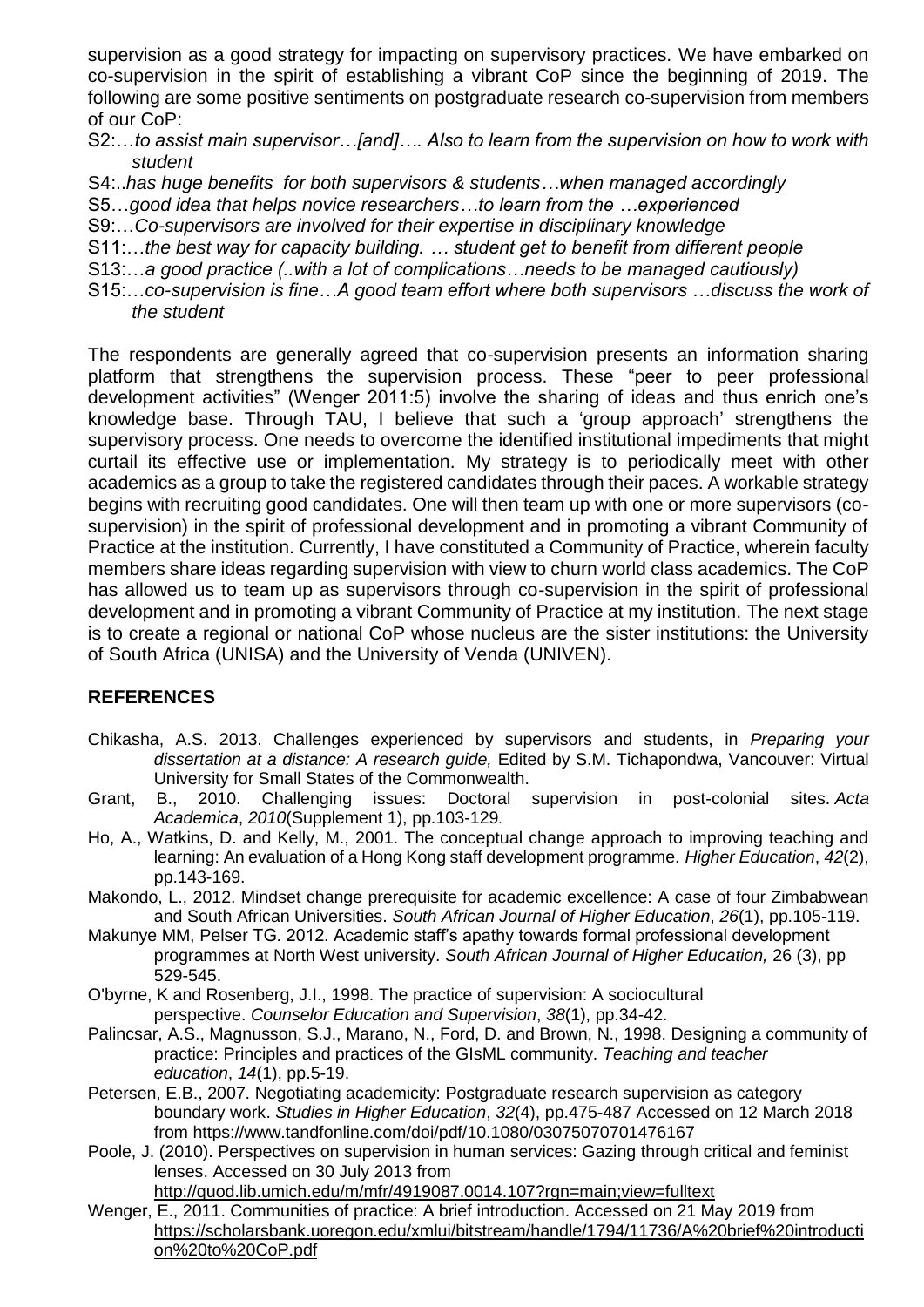supervision as a good strategy for impacting on supervisory practices. We have embarked on co-supervision in the spirit of establishing a vibrant CoP since the beginning of 2019. The following are some positive sentiments on postgraduate research co-supervision from members of our CoP:

S2:…*to assist main supervisor…[and]…. Also to learn from the supervision on how to work with student*

S4:..*has huge benefits for both supervisors & students…when managed accordingly*

S5…*good idea that helps novice researchers…to learn from the …experienced*

S9:…*Co-supervisors are involved for their expertise in disciplinary knowledge*

S11:…*the best way for capacity building. … student get to benefit from different people*

S13:…*a good practice (..with a lot of complications…needs to be managed cautiously)*

S15:…*co-supervision is fine…A good team effort where both supervisors …discuss the work of the student*

The respondents are generally agreed that co-supervision presents an information sharing platform that strengthens the supervision process. These "peer to peer professional development activities" (Wenger 2011:5) involve the sharing of ideas and thus enrich one's knowledge base. Through TAU, I believe that such a 'group approach' strengthens the supervisory process. One needs to overcome the identified institutional impediments that might curtail its effective use or implementation. My strategy is to periodically meet with other academics as a group to take the registered candidates through their paces. A workable strategy begins with recruiting good candidates. One will then team up with one or more supervisors (co-supervision) in the spirit of professional development and in promoting a vibrant Community of Practice at the institution. Currently, I have constituted a Community of Practice, wherein faculty members share ideas regarding supervision with view to churn world class academics. The CoP has allowed us to team up as supervisors through co-supervision in the spirit of professional development and in promoting a vibrant Community of Practice at my institution. The next stage is to create a regional or national CoP whose nucleus are the sister institutions: the University of South Africa (UNISA) and the University of Venda (UNIVEN).

## REFERENCES

Chikasha, A.S. 2013. Challenges experienced by supervisors and students, in *Preparing your dissertation at a distance: A research guide,* Edited by S.M. Tichapondwa, Vancouver: Virtual University for Small States of the Commonwealth.

Grant, B., 2010. Challenging issues: Doctoral supervision in post-colonial sites. *Acta Academica*, *2010*(Supplement 1), pp.103-129.

Ho, A., Watkins, D. and Kelly, M., 2001. The conceptual change approach to improving teaching and learning: An evaluation of a Hong Kong staff development programme. *Higher Education*, *42*(2), pp.143-169.

Makondo, L., 2012. Mindset change prerequisite for academic excellence: A case of four Zimbabwean and South African Universities. *South African Journal of Higher Education*, *26*(1), pp.105-119.

Makunye MM, Pelser TG. 2012. Academic staff's apathy towards formal professional development programmes at North West university. *South African Journal of Higher Education,* 26 (3), pp 529-545.

O'byrne, K and Rosenberg, J.I., 1998. The practice of supervision: A sociocultural perspective. *Counselor Education and Supervision*, *38*(1), pp.34-42.

Palincsar, A.S., Magnusson, S.J., Marano, N., Ford, D. and Brown, N., 1998. Designing a community of practice: Principles and practices of the GIsML community. *Teaching and teacher education*, *14*(1), pp.5-19.

Petersen, E.B., 2007. Negotiating academicity: Postgraduate research supervision as category boundary work. *Studies in Higher Education*, *32*(4), pp.475-487 Accessed on 12 March 2018 from https://www.tandfonline.com/doi/pdf/10.1080/03075070701476167

Poole, J. (2010). Perspectives on supervision in human services: Gazing through critical and feminist lenses. Accessed on 30 July 2013 from http://quod.lib.umich.edu/m/mfr/4919087.0014.107?rgn=main;view=fulltext

Wenger, E., 2011. Communities of practice: A brief introduction. Accessed on 21 May 2019 from https://scholarsbank.uoregon.edu/xmlui/bitstream/handle/1794/11736/A%20brief%20introduction%20to%20CoP.pdf